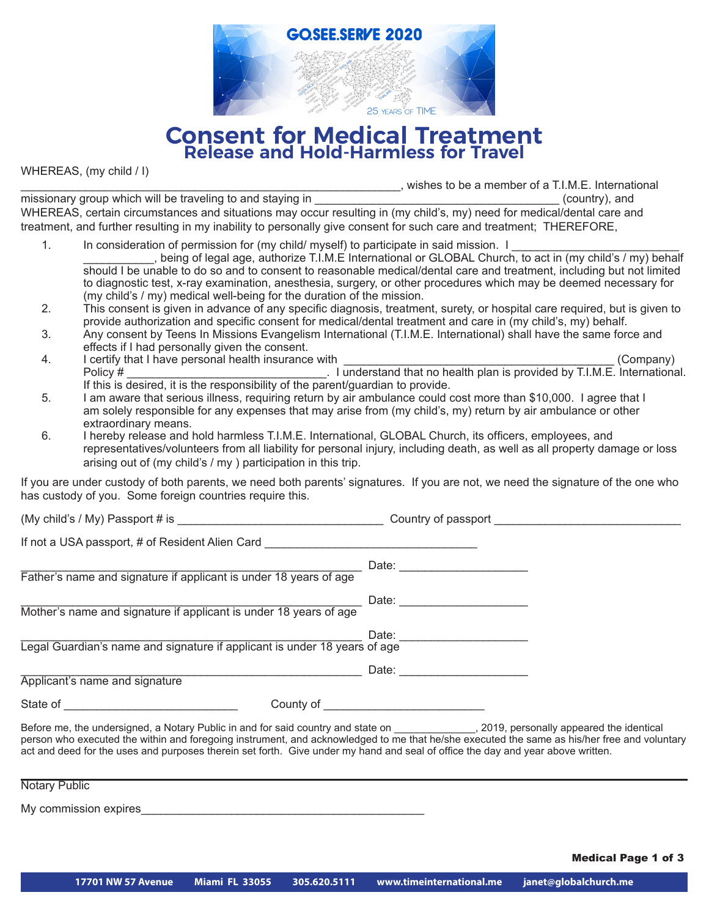# Consent for Medical Treatment

## Release and Hold-Harmless for Travel

WHEREAS, (my child / I) \_\_\_\_\_\_\_\_\_\_\_\_\_\_\_\_\_\_\_\_\_\_\_\_\_\_\_\_\_\_\_\_\_\_\_\_\_\_\_\_\_\_\_\_\_\_\_\_\_\_\_\_\_\_\_\_\_\_\_\_, wishes to be a member of a T.I.M.E. International missionary group which will be traveling to and staying in \_\_\_\_\_\_\_\_\_\_\_\_\_\_\_\_\_\_\_\_\_\_\_\_\_\_\_\_\_\_\_\_\_\_\_\_\_\_\_ (country), and WHEREAS, certain circumstances and situations may occur resulting in (my child's, my) need for medical/dental care and treatment, and further resulting in my inability to personally give consent for such care and treatment; THEREFORE,

1. In consideration of permission for (my child/ myself) to participate in said mission. I \_\_\_\_\_\_\_\_\_\_\_\_\_\_\_\_\_\_\_\_\_\_\_\_\_\_\_\_\_\_\_\_\_\_\_\_, being of legal age, authorize T.I.M.E International or GLOBAL Church, to act in (my child's / my) behalf should I be unable to do so and to consent to reasonable medical/dental care and treatment, including but not limited to diagnostic test, x-ray examination, anesthesia, surgery, or other procedures which may be deemed necessary for (my child's / my) medical well-being for the duration of the mission.
2. This consent is given in advance of any specific diagnosis, treatment, surety, or hospital care required, but is given to provide authorization and specific consent for medical/dental treatment and care in (my child's, my) behalf.
3. Any consent by Teens In Missions Evangelism International (T.I.M.E. International) shall have the same force and effects if I had personally given the consent.
4. I certify that I have personal health insurance with \_\_\_\_\_\_\_\_\_\_\_\_\_\_\_\_\_\_\_\_\_\_\_\_\_\_\_\_\_\_\_\_\_\_\_\_\_\_\_\_\_\_ (Company) Policy # \_\_\_\_\_\_\_\_\_\_\_\_\_\_\_\_\_\_\_\_\_\_\_\_\_\_\_\_\_\_\_\_. I understand that no health plan is provided by T.I.M.E. International. If this is desired, it is the responsibility of the parent/guardian to provide.
5. I am aware that serious illness, requiring return by air ambulance could cost more than $10,000. I agree that I am solely responsible for any expenses that may arise from (my child's, my) return by air ambulance or other extraordinary means.
6. I hereby release and hold harmless T.I.M.E. International, GLOBAL Church, its officers, employees, and representatives/volunteers from all liability for personal injury, including death, as well as all property damage or loss arising out of (my child's / my ) participation in this trip.

If you are under custody of both parents, we need both parents' signatures. If you are not, we need the signature of the one who has custody of you. Some foreign countries require this.

(My child's / My) Passport # is \_\_\_\_\_\_\_\_\_\_\_\_\_\_\_\_\_\_\_\_\_\_\_\_\_\_\_\_\_\_\_\_ Country of passport \_\_\_\_\_\_\_\_\_\_\_\_\_\_\_\_\_\_\_\_\_\_\_\_\_\_\_\_\_\_

If not a USA passport, # of Resident Alien Card \_\_\_\_\_\_\_\_\_\_\_\_\_\_\_\_\_\_\_\_\_\_\_\_\_\_\_\_\_\_\_\_\_\_

\_\_\_\_\_\_\_\_\_\_\_\_\_\_\_\_\_\_\_\_\_\_\_\_\_\_\_\_\_\_\_\_\_\_\_\_\_\_\_\_\_\_\_\_\_\_\_\_\_\_\_\_ Date: \_\_\_\_\_\_\_\_\_\_\_\_\_\_\_\_\_\_\_\_
Father's name and signature if applicant is under 18 years of age

\_\_\_\_\_\_\_\_\_\_\_\_\_\_\_\_\_\_\_\_\_\_\_\_\_\_\_\_\_\_\_\_\_\_\_\_\_\_\_\_\_\_\_\_\_\_\_\_\_\_\_\_ Date: \_\_\_\_\_\_\_\_\_\_\_\_\_\_\_\_\_\_\_\_
Mother's name and signature if applicant is under 18 years of age

\_\_\_\_\_\_\_\_\_\_\_\_\_\_\_\_\_\_\_\_\_\_\_\_\_\_\_\_\_\_\_\_\_\_\_\_\_\_\_\_\_\_\_\_\_\_\_\_\_\_\_\_ Date: \_\_\_\_\_\_\_\_\_\_\_\_\_\_\_\_\_\_\_\_
Legal Guardian's name and signature if applicant is under 18 years of age

\_\_\_\_\_\_\_\_\_\_\_\_\_\_\_\_\_\_\_\_\_\_\_\_\_\_\_\_\_\_\_\_\_\_\_\_\_\_\_\_\_\_\_\_\_\_\_\_\_\_\_\_ Date: \_\_\_\_\_\_\_\_\_\_\_\_\_\_\_\_\_\_\_\_
Applicant's name and signature

State of \_\_\_\_\_\_\_\_\_\_\_\_\_\_\_\_\_\_\_\_\_\_\_\_\_\_\_\_ County of \_\_\_\_\_\_\_\_\_\_\_\_\_\_\_\_\_\_\_\_\_\_\_\_\_\_

Before me, the undersigned, a Notary Public in and for said country and state on \_\_\_\_\_\_\_\_\_\_\_\_\_\_, 2019, personally appeared the identical person who executed the within and foregoing instrument, and acknowledged to me that he/she executed the same as his/her free and voluntary act and deed for the uses and purposes therein set forth. Give under my hand and seal of office the day and year above written.

\_\_\_\_\_\_\_\_\_\_\_\_\_\_\_\_\_\_\_\_\_\_\_\_\_\_\_\_\_\_\_\_\_\_\_\_\_\_\_\_\_\_\_\_\_\_\_\_\_\_\_\_
Notary Public

My commission expires\_\_\_\_\_\_\_\_\_\_\_\_\_\_\_\_\_\_\_\_\_\_\_\_\_\_\_\_\_\_\_\_\_\_\_\_\_\_\_\_\_\_\_\_\_\_

17701 NW 57 Avenue Miami FL 33055 305.620.5111 www.timeinternational.me janet@globalchurch.me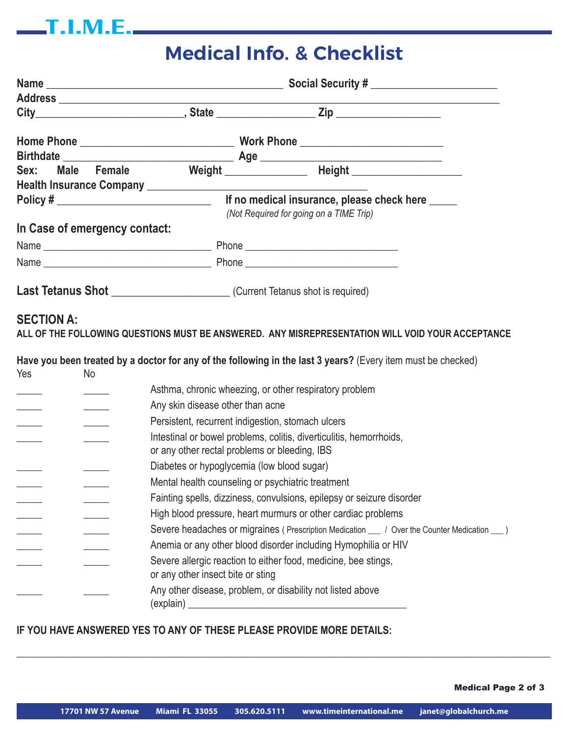# T.I.M.E.

## Medical Info. & Checklist

**Name** ________________________________________ **Social Security #** ______________________
**Address** ___________________________________________________________________________
**City**__________________________, **State** _________________ **Zip** __________________

**Home Phone** ___________________________ **Work Phone** _________________________
**Birthdate** ______________________________ **Age** _______________________________
**Sex: Male Female** **Weight** ______________ **Height** ___________________
**Health Insurance Company** ______________________________________
**Policy #** ___________________________ **If no medical insurance, please check here** _____
*(Not Required for going on a TIME Trip)*

**In Case of emergency contact:**

Name _______________________________ Phone ____________________________
Name _______________________________ Phone ____________________________

**Last Tetanus Shot** ____________________ (Current Tetanus shot is required)

### SECTION A:

**ALL OF THE FOLLOWING QUESTIONS MUST BE ANSWERED. ANY MISREPRESENTATION WILL VOID YOUR ACCEPTANCE**

**Have you been treated by a doctor for any of the following in the last 3 years?** (Every item must be checked)

| Yes | No | |
|---|---|---|
| _____ | _____ | Asthma, chronic wheezing, or other respiratory problem |
| _____ | _____ | Any skin disease other than acne |
| _____ | _____ | Persistent, recurrent indigestion, stomach ulcers |
| _____ | _____ | Intestinal or bowel problems, colitis, diverticulitis, hemorrhoids, or any other rectal problems or bleeding, IBS |
| _____ | _____ | Diabetes or hypoglycemia (low blood sugar) |
| _____ | _____ | Mental health counseling or psychiatric treatment |
| _____ | _____ | Fainting spells, dizziness, convulsions, epilepsy or seizure disorder |
| _____ | _____ | High blood pressure, heart murmurs or other cardiac problems |
| _____ | _____ | Severe headaches or migraines ( Prescription Medication ___ / Over the Counter Medication ___ ) |
| _____ | _____ | Anemia or any other blood disorder including Hymophilia or HIV |
| _____ | _____ | Severe allergic reaction to either food, medicine, bee stings, or any other insect bite or sting |
| _____ | _____ | Any other disease, problem, or disability not listed above (explain) ___________________________________________ |

**IF YOU HAVE ANSWERED YES TO ANY OF THESE PLEASE PROVIDE MORE DETAILS:**

_____________________________________________________________________________________________

17701 NW 57 Avenue Miami FL 33055 305.620.5111 www.timeinternational.me janet@globalchurch.me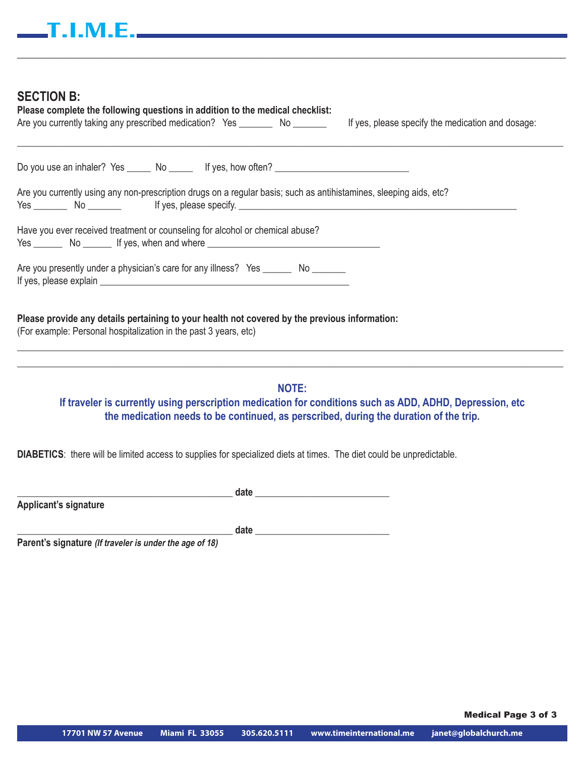## SECTION B:

**Please complete the following questions in addition to the medical checklist:**

Are you currently taking any prescribed medication? Yes _______ No _______ If yes, please specify the medication and dosage:

_______________________________________________________________________________________________

Do you use an inhaler? Yes _____ No _____ If yes, how often? ___________________________

Are you currently using any non-prescription drugs on a regular basis; such as antihistamines, sleeping aids, etc?
Yes _______ No _______ If yes, please specify. ___________________________________________________________

Have you ever received treatment or counseling for alcohol or chemical abuse?
Yes ______ No ______ If yes, when and where ___________________________________

Are you presently under a physician's care for any illness? Yes ______ No _______
If yes, please explain ____________________________________________________

**Please provide any details pertaining to your health not covered by the previous information:**
(For example: Personal hospitalization in the past 3 years, etc)

_______________________________________________________________________________________________

_______________________________________________________________________________________________

**NOTE:**

**If traveler is currently using perscription medication for conditions such as ADD, ADHD, Depression, etc the medication needs to be continued, as perscribed, during the duration of the trip.**

**DIABETICS**: there will be limited access to supplies for specialized diets at times. The diet could be unpredictable.

_____________________________________________ **date** ___________________________
**Applicant's signature**

_____________________________________________ **date** ___________________________
**Parent's signature** ***(If traveler is under the age of 18)***

**17701 NW 57 Avenue Miami FL 33055 305.620.5111 www.timeinternational.me janet@globalchurch.me**